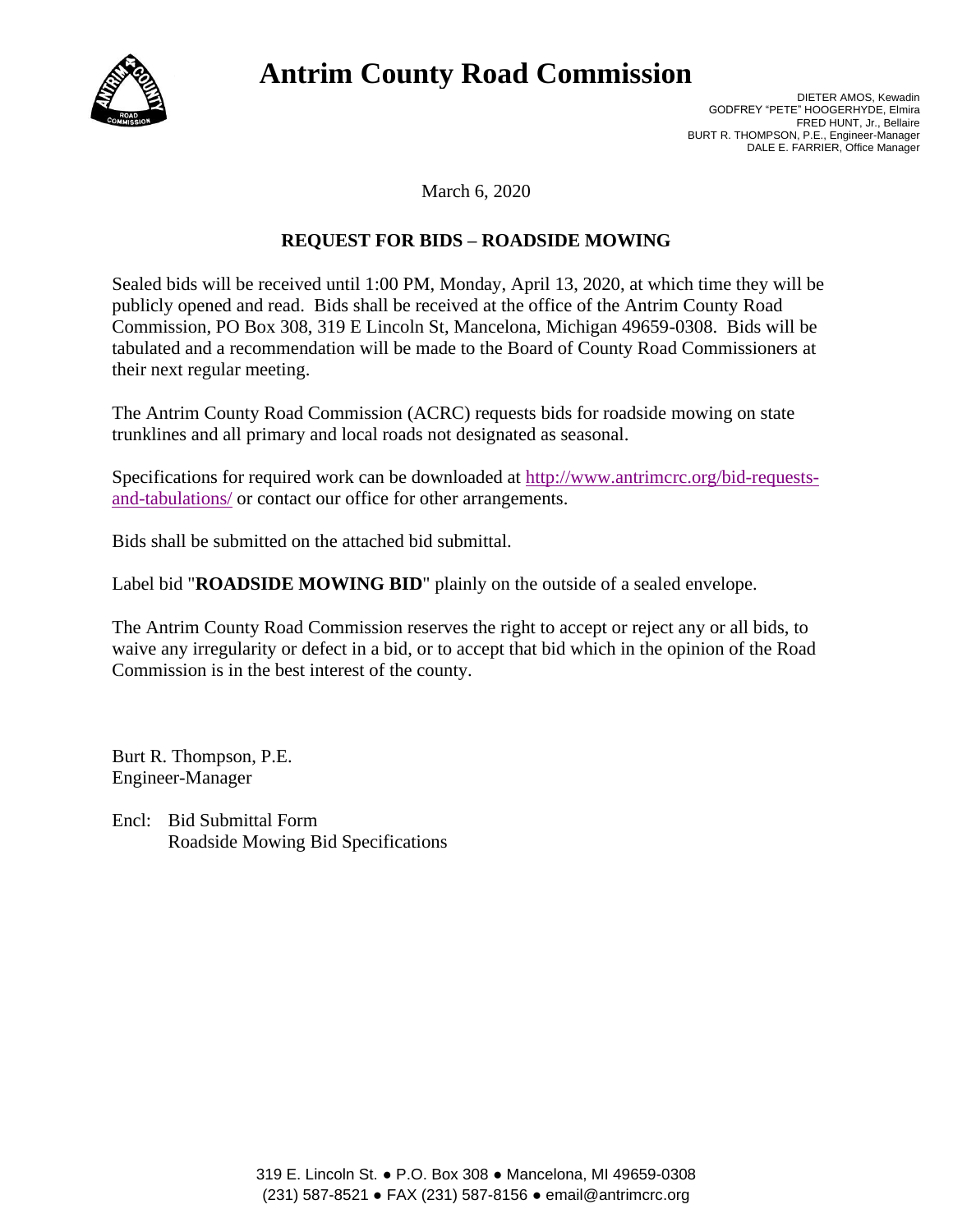# Antrim County Road Commission

DIETER AMOS, Kewadin
GODFREY "PETE" HOOGERHYDE, Elmira
FRED HUNT, Jr., Bellaire
BURT R. THOMPSON, P.E., Engineer-Manager
DALE E. FARRIER, Office Manager

March 6, 2020

## REQUEST FOR BIDS – ROADSIDE MOWING

Sealed bids will be received until 1:00 PM, Monday, April 13, 2020, at which time they will be publicly opened and read. Bids shall be received at the office of the Antrim County Road Commission, PO Box 308, 319 E Lincoln St, Mancelona, Michigan 49659-0308. Bids will be tabulated and a recommendation will be made to the Board of County Road Commissioners at their next regular meeting.

The Antrim County Road Commission (ACRC) requests bids for roadside mowing on state trunklines and all primary and local roads not designated as seasonal.

Specifications for required work can be downloaded at http://www.antrimcrc.org/bid-requests-and-tabulations/ or contact our office for other arrangements.

Bids shall be submitted on the attached bid submittal.

Label bid "**ROADSIDE MOWING BID**" plainly on the outside of a sealed envelope.

The Antrim County Road Commission reserves the right to accept or reject any or all bids, to waive any irregularity or defect in a bid, or to accept that bid which in the opinion of the Road Commission is in the best interest of the county.

Burt R. Thompson, P.E.
Engineer-Manager

Encl: Bid Submittal Form
Roadside Mowing Bid Specifications

319 E. Lincoln St. ● P.O. Box 308 ● Mancelona, MI 49659-0308
(231) 587-8521 ● FAX (231) 587-8156 ● email@antrimcrc.org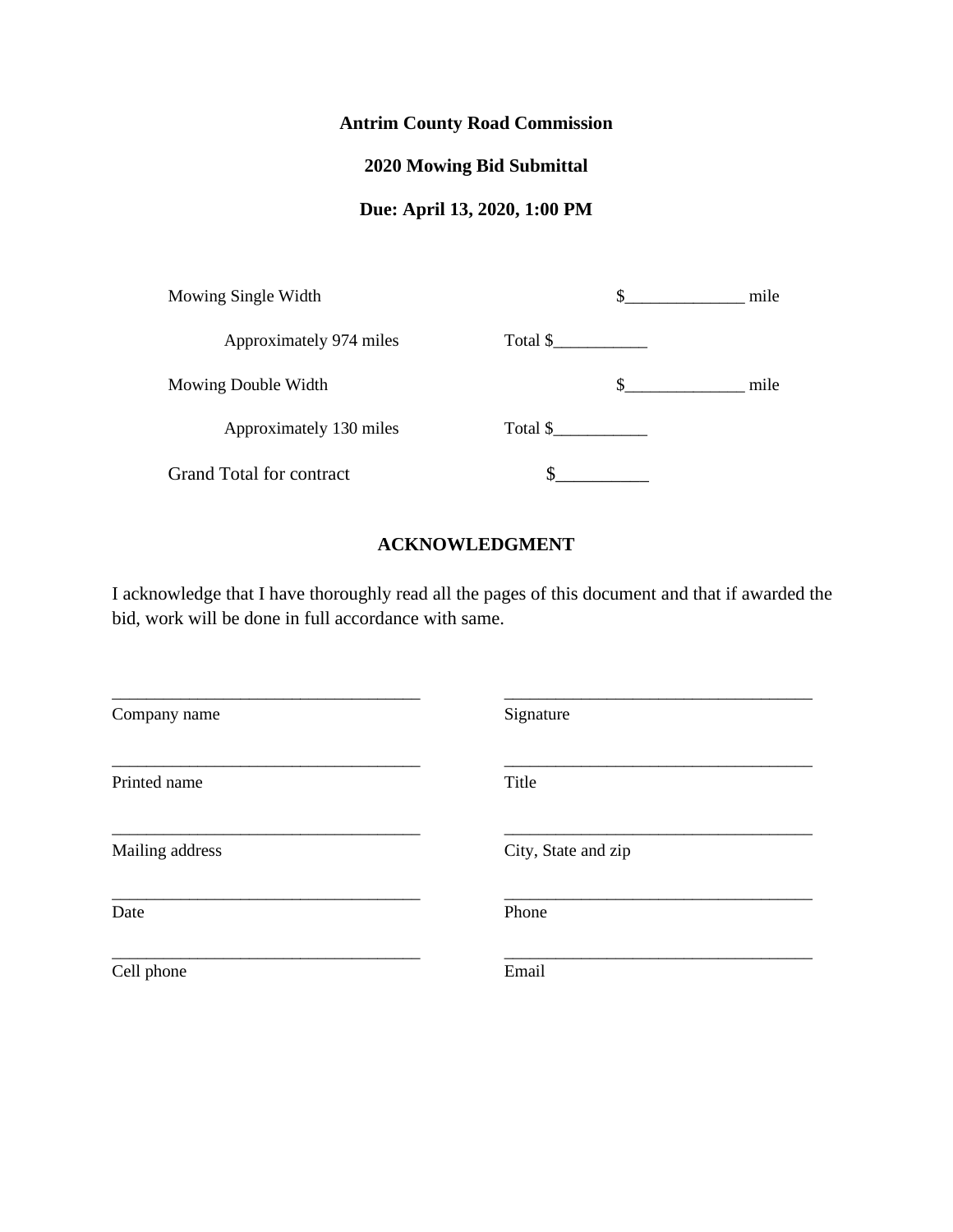**Antrim County Road Commission**

**2020 Mowing Bid Submittal**

**Due: April 13, 2020, 1:00 PM**

| | | |
|---|---|---|
| Mowing Single Width | | $______________ mile |
| Approximately 974 miles | Total $___________ | |
| Mowing Double Width | | $______________ mile |
| Approximately 130 miles | Total $___________ | |
| Grand Total for contract | $__________ | |

## ACKNOWLEDGMENT

I acknowledge that I have thoroughly read all the pages of this document and that if awarded the bid, work will be done in full accordance with same.

| | |
|---|---|
| ____________________________________ | ____________________________________ |
| Company name | Signature |
| ____________________________________ | ____________________________________ |
| Printed name | Title |
| ____________________________________ | ____________________________________ |
| Mailing address | City, State and zip |
| ____________________________________ | ____________________________________ |
| Date | Phone |
| ____________________________________ | ____________________________________ |
| Cell phone | Email |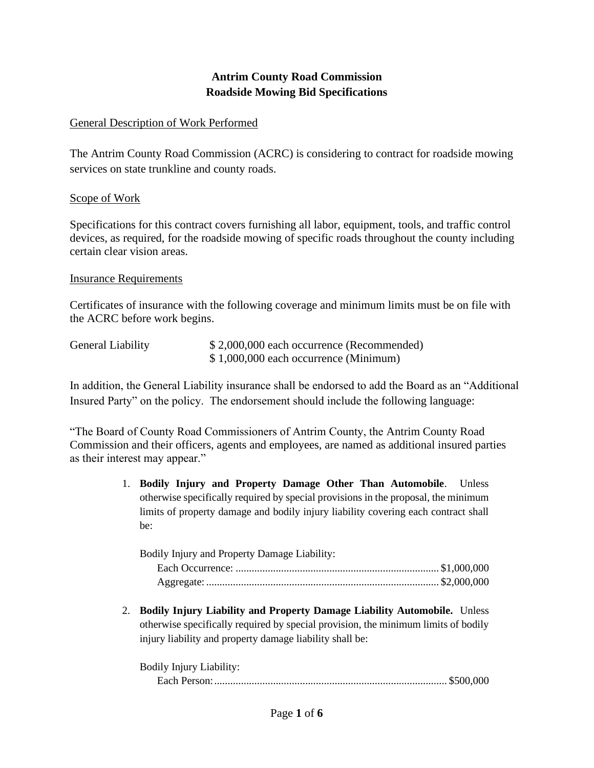**Antrim County Road Commission**
**Roadside Mowing Bid Specifications**

General Description of Work Performed

The Antrim County Road Commission (ACRC) is considering to contract for roadside mowing services on state trunkline and county roads.

Scope of Work

Specifications for this contract covers furnishing all labor, equipment, tools, and traffic control devices, as required, for the roadside mowing of specific roads throughout the county including certain clear vision areas.

Insurance Requirements

Certificates of insurance with the following coverage and minimum limits must be on file with the ACRC before work begins.

| General Liability | $ 2,000,000 each occurrence (Recommended) |
|---|---|
| | $ 1,000,000 each occurrence (Minimum) |

In addition, the General Liability insurance shall be endorsed to add the Board as an "Additional Insured Party" on the policy. The endorsement should include the following language:

"The Board of County Road Commissioners of Antrim County, the Antrim County Road Commission and their officers, agents and employees, are named as additional insured parties as their interest may appear."

1. **Bodily Injury and Property Damage Other Than Automobile**. Unless otherwise specifically required by special provisions in the proposal, the minimum limits of property damage and bodily injury liability covering each contract shall be:

   Bodily Injury and Property Damage Liability:
   - Each Occurrence: .......... $1,000,000
   - Aggregate: .......... $2,000,000

2. **Bodily Injury Liability and Property Damage Liability Automobile.** Unless otherwise specifically required by special provision, the minimum limits of bodily injury liability and property damage liability shall be:

   Bodily Injury Liability:
   - Each Person: .......... $500,000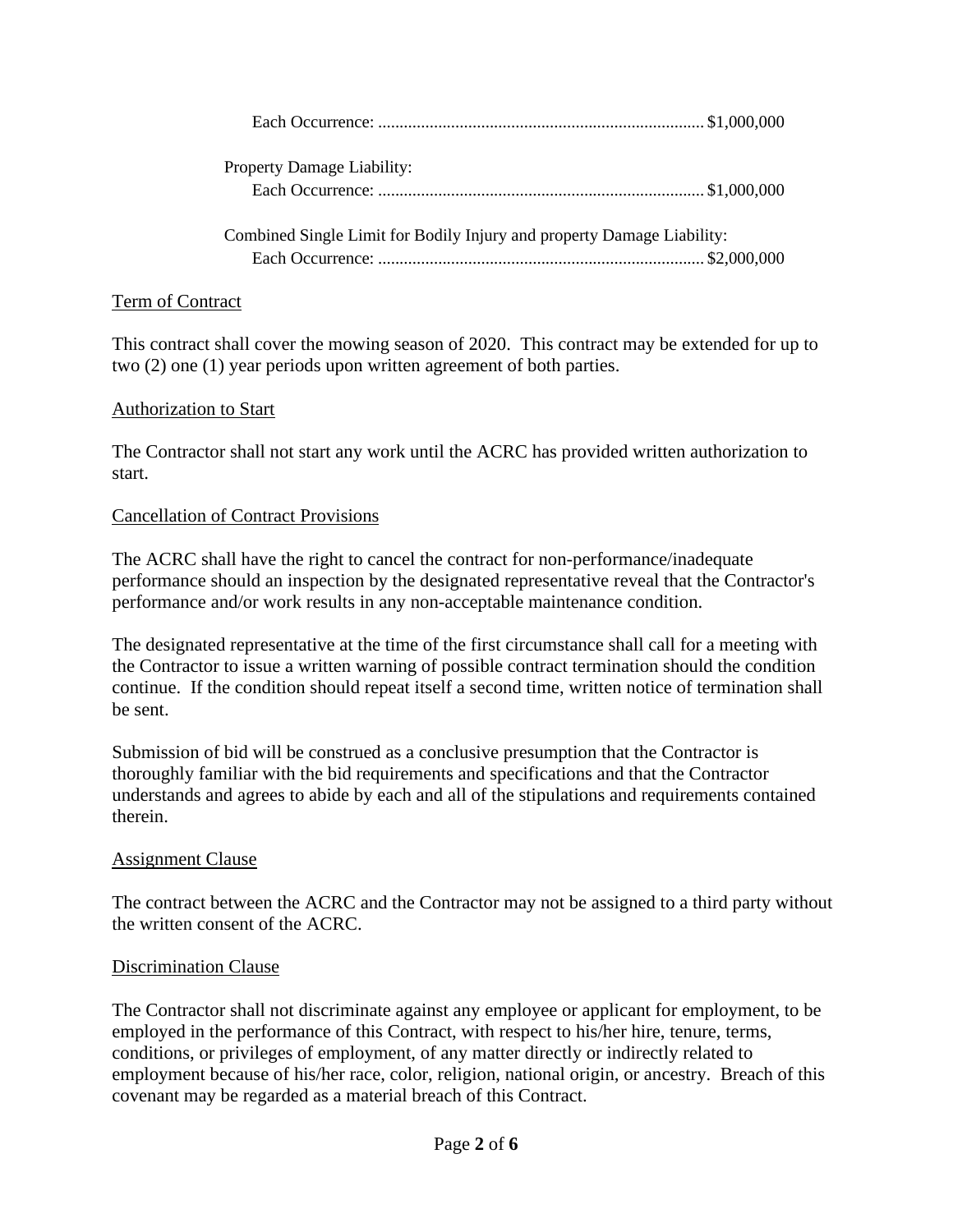Each Occurrence: ............................................................................ $1,000,000

Property Damage Liability:

Each Occurrence: ............................................................................ $1,000,000

Combined Single Limit for Bodily Injury and property Damage Liability:

Each Occurrence: ............................................................................ $2,000,000

Term of Contract

This contract shall cover the mowing season of 2020. This contract may be extended for up to two (2) one (1) year periods upon written agreement of both parties.

Authorization to Start

The Contractor shall not start any work until the ACRC has provided written authorization to start.

Cancellation of Contract Provisions

The ACRC shall have the right to cancel the contract for non-performance/inadequate performance should an inspection by the designated representative reveal that the Contractor's performance and/or work results in any non-acceptable maintenance condition.

The designated representative at the time of the first circumstance shall call for a meeting with the Contractor to issue a written warning of possible contract termination should the condition continue. If the condition should repeat itself a second time, written notice of termination shall be sent.

Submission of bid will be construed as a conclusive presumption that the Contractor is thoroughly familiar with the bid requirements and specifications and that the Contractor understands and agrees to abide by each and all of the stipulations and requirements contained therein.

Assignment Clause

The contract between the ACRC and the Contractor may not be assigned to a third party without the written consent of the ACRC.

Discrimination Clause

The Contractor shall not discriminate against any employee or applicant for employment, to be employed in the performance of this Contract, with respect to his/her hire, tenure, terms, conditions, or privileges of employment, of any matter directly or indirectly related to employment because of his/her race, color, religion, national origin, or ancestry. Breach of this covenant may be regarded as a material breach of this Contract.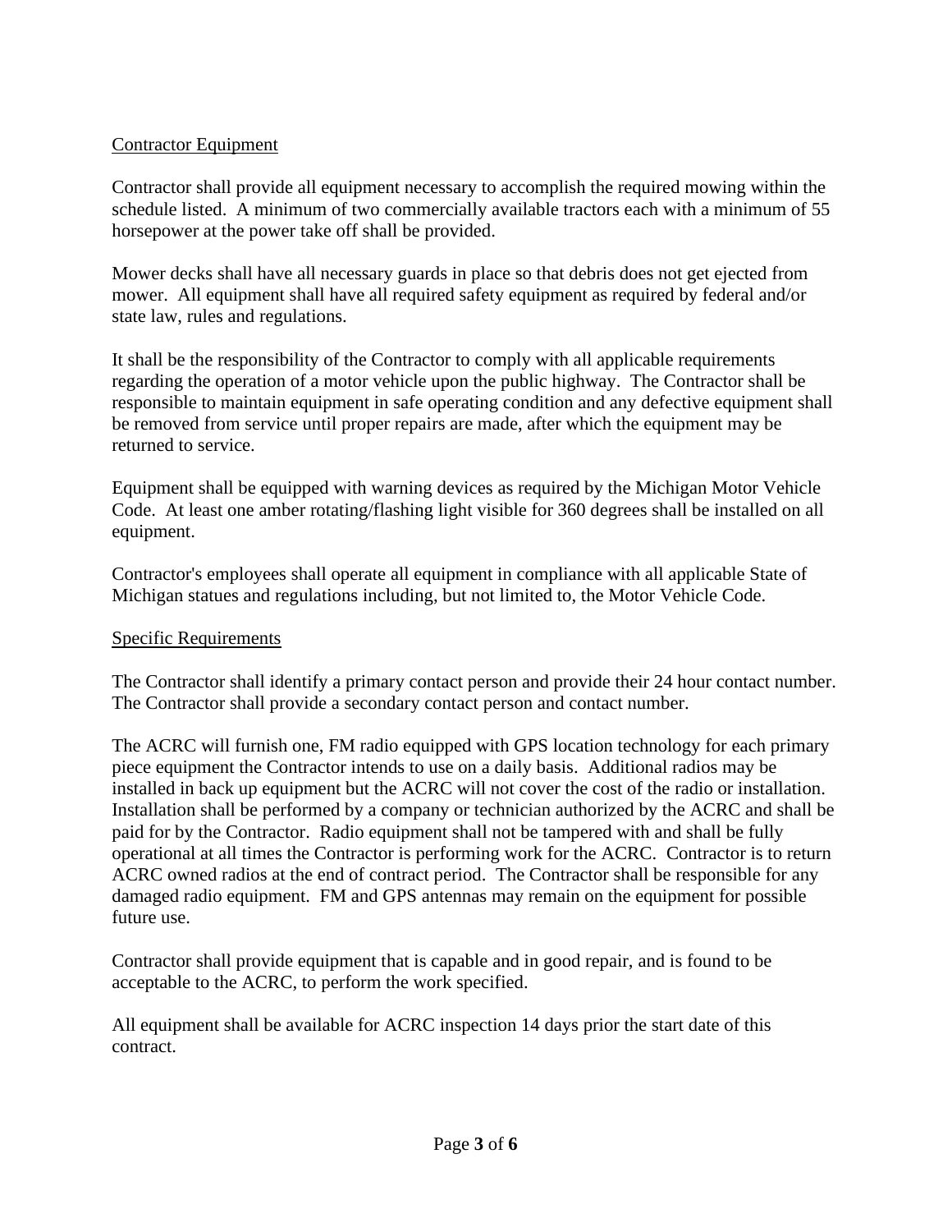Contractor Equipment

Contractor shall provide all equipment necessary to accomplish the required mowing within the schedule listed. A minimum of two commercially available tractors each with a minimum of 55 horsepower at the power take off shall be provided.

Mower decks shall have all necessary guards in place so that debris does not get ejected from mower. All equipment shall have all required safety equipment as required by federal and/or state law, rules and regulations.

It shall be the responsibility of the Contractor to comply with all applicable requirements regarding the operation of a motor vehicle upon the public highway. The Contractor shall be responsible to maintain equipment in safe operating condition and any defective equipment shall be removed from service until proper repairs are made, after which the equipment may be returned to service.

Equipment shall be equipped with warning devices as required by the Michigan Motor Vehicle Code. At least one amber rotating/flashing light visible for 360 degrees shall be installed on all equipment.

Contractor's employees shall operate all equipment in compliance with all applicable State of Michigan statues and regulations including, but not limited to, the Motor Vehicle Code.

Specific Requirements

The Contractor shall identify a primary contact person and provide their 24 hour contact number. The Contractor shall provide a secondary contact person and contact number.

The ACRC will furnish one, FM radio equipped with GPS location technology for each primary piece equipment the Contractor intends to use on a daily basis. Additional radios may be installed in back up equipment but the ACRC will not cover the cost of the radio or installation. Installation shall be performed by a company or technician authorized by the ACRC and shall be paid for by the Contractor. Radio equipment shall not be tampered with and shall be fully operational at all times the Contractor is performing work for the ACRC. Contractor is to return ACRC owned radios at the end of contract period. The Contractor shall be responsible for any damaged radio equipment. FM and GPS antennas may remain on the equipment for possible future use.

Contractor shall provide equipment that is capable and in good repair, and is found to be acceptable to the ACRC, to perform the work specified.

All equipment shall be available for ACRC inspection 14 days prior the start date of this contract.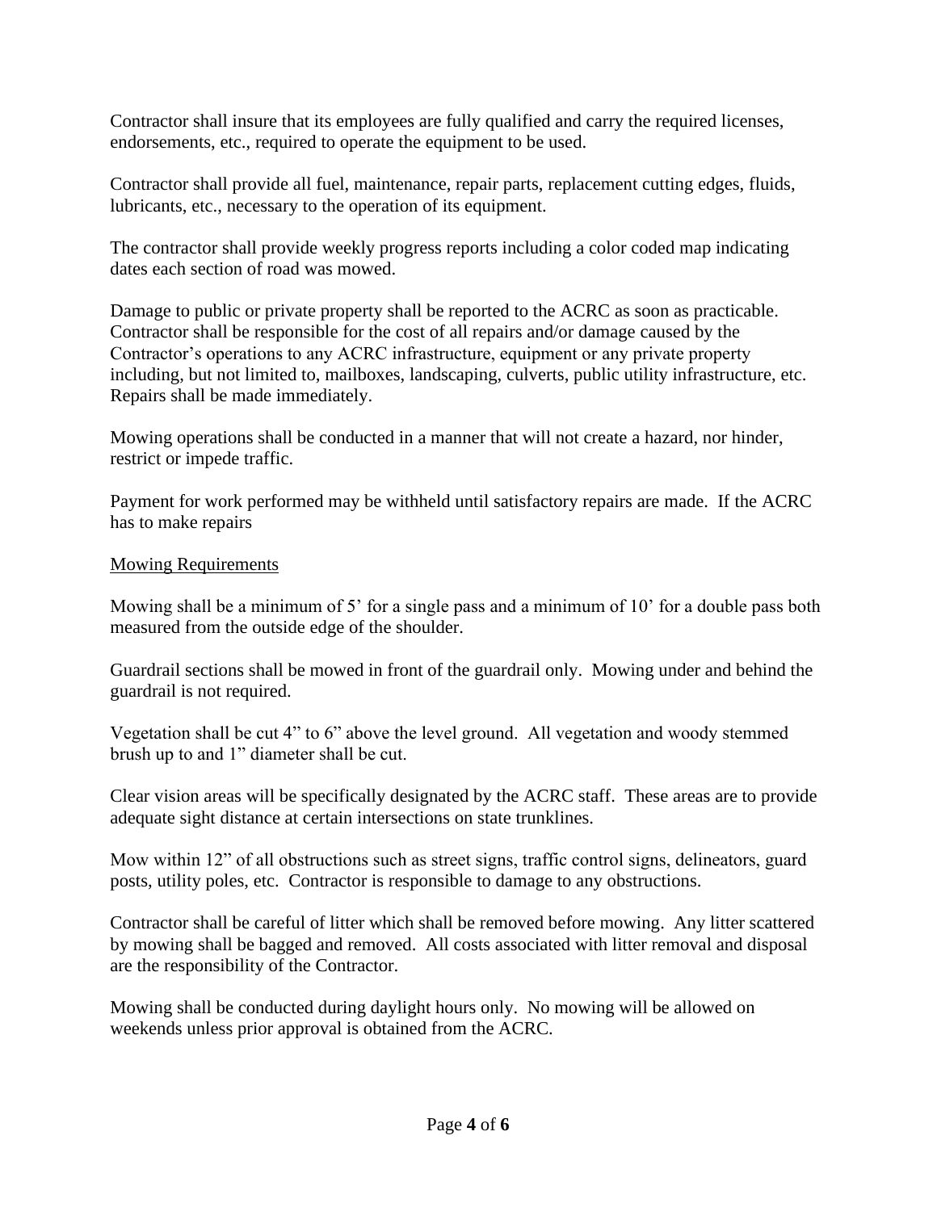Contractor shall insure that its employees are fully qualified and carry the required licenses, endorsements, etc., required to operate the equipment to be used.

Contractor shall provide all fuel, maintenance, repair parts, replacement cutting edges, fluids, lubricants, etc., necessary to the operation of its equipment.

The contractor shall provide weekly progress reports including a color coded map indicating dates each section of road was mowed.

Damage to public or private property shall be reported to the ACRC as soon as practicable. Contractor shall be responsible for the cost of all repairs and/or damage caused by the Contractor's operations to any ACRC infrastructure, equipment or any private property including, but not limited to, mailboxes, landscaping, culverts, public utility infrastructure, etc. Repairs shall be made immediately.

Mowing operations shall be conducted in a manner that will not create a hazard, nor hinder, restrict or impede traffic.

Payment for work performed may be withheld until satisfactory repairs are made. If the ACRC has to make repairs

<u>Mowing Requirements</u>

Mowing shall be a minimum of 5' for a single pass and a minimum of 10' for a double pass both measured from the outside edge of the shoulder.

Guardrail sections shall be mowed in front of the guardrail only. Mowing under and behind the guardrail is not required.

Vegetation shall be cut 4" to 6" above the level ground. All vegetation and woody stemmed brush up to and 1" diameter shall be cut.

Clear vision areas will be specifically designated by the ACRC staff. These areas are to provide adequate sight distance at certain intersections on state trunklines.

Mow within 12" of all obstructions such as street signs, traffic control signs, delineators, guard posts, utility poles, etc. Contractor is responsible to damage to any obstructions.

Contractor shall be careful of litter which shall be removed before mowing. Any litter scattered by mowing shall be bagged and removed. All costs associated with litter removal and disposal are the responsibility of the Contractor.

Mowing shall be conducted during daylight hours only. No mowing will be allowed on weekends unless prior approval is obtained from the ACRC.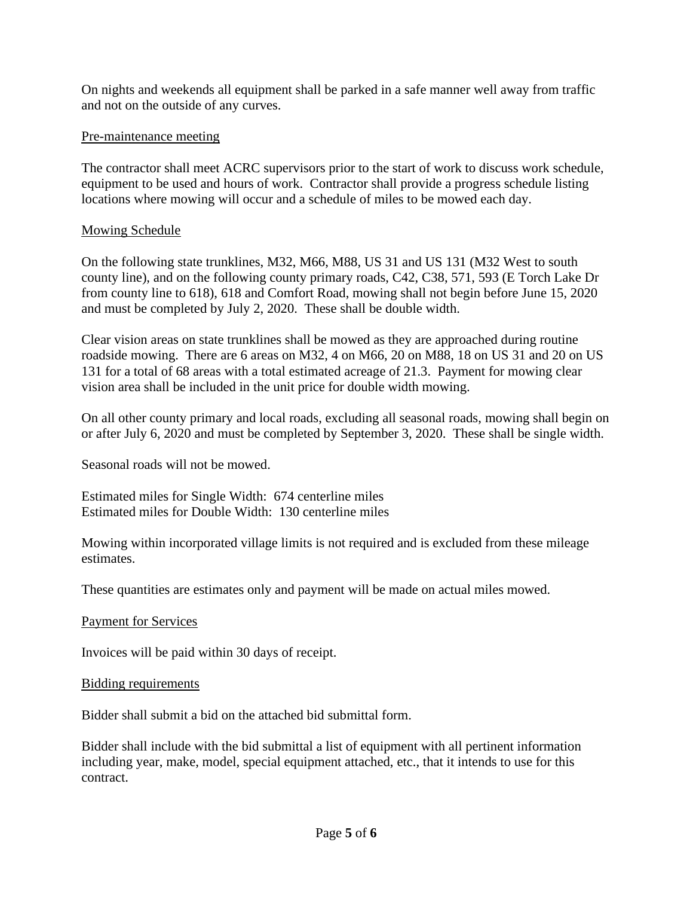On nights and weekends all equipment shall be parked in a safe manner well away from traffic and not on the outside of any curves.

Pre-maintenance meeting

The contractor shall meet ACRC supervisors prior to the start of work to discuss work schedule, equipment to be used and hours of work. Contractor shall provide a progress schedule listing locations where mowing will occur and a schedule of miles to be mowed each day.

Mowing Schedule

On the following state trunklines, M32, M66, M88, US 31 and US 131 (M32 West to south county line), and on the following county primary roads, C42, C38, 571, 593 (E Torch Lake Dr from county line to 618), 618 and Comfort Road, mowing shall not begin before June 15, 2020 and must be completed by July 2, 2020. These shall be double width.

Clear vision areas on state trunklines shall be mowed as they are approached during routine roadside mowing. There are 6 areas on M32, 4 on M66, 20 on M88, 18 on US 31 and 20 on US 131 for a total of 68 areas with a total estimated acreage of 21.3. Payment for mowing clear vision area shall be included in the unit price for double width mowing.

On all other county primary and local roads, excluding all seasonal roads, mowing shall begin on or after July 6, 2020 and must be completed by September 3, 2020. These shall be single width.

Seasonal roads will not be mowed.

Estimated miles for Single Width: 674 centerline miles
Estimated miles for Double Width: 130 centerline miles

Mowing within incorporated village limits is not required and is excluded from these mileage estimates.

These quantities are estimates only and payment will be made on actual miles mowed.

Payment for Services

Invoices will be paid within 30 days of receipt.

Bidding requirements

Bidder shall submit a bid on the attached bid submittal form.

Bidder shall include with the bid submittal a list of equipment with all pertinent information including year, make, model, special equipment attached, etc., that it intends to use for this contract.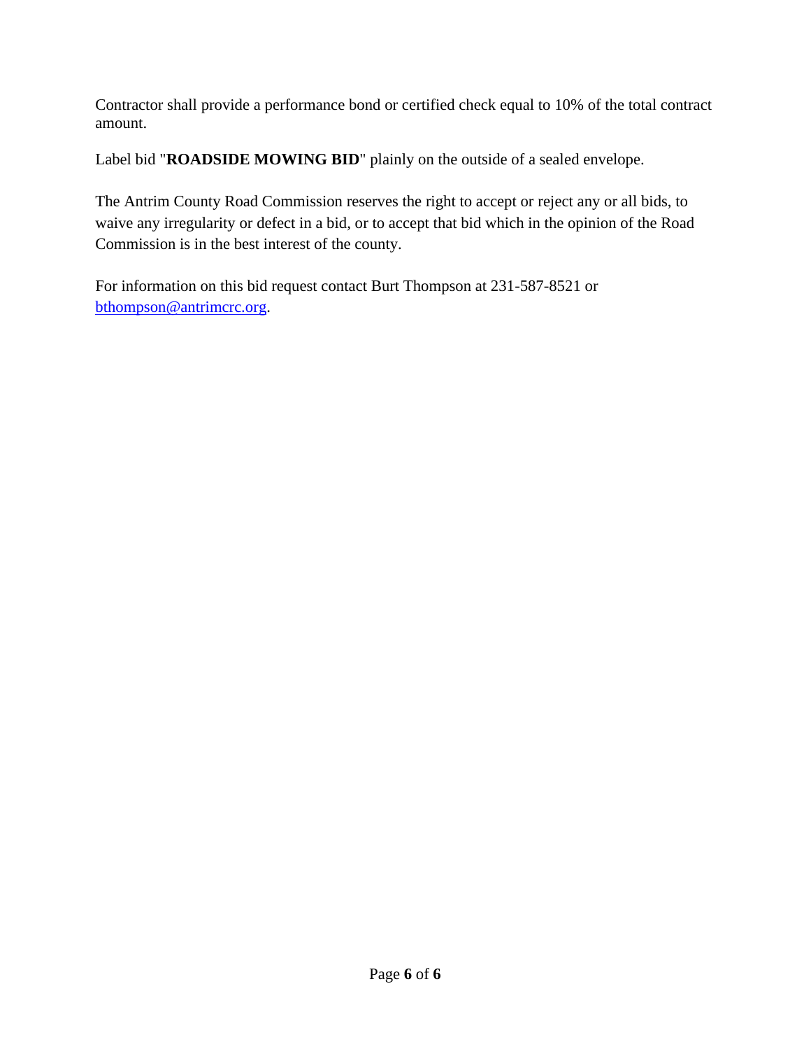Contractor shall provide a performance bond or certified check equal to 10% of the total contract amount.

Label bid "**ROADSIDE MOWING BID**" plainly on the outside of a sealed envelope.

The Antrim County Road Commission reserves the right to accept or reject any or all bids, to waive any irregularity or defect in a bid, or to accept that bid which in the opinion of the Road Commission is in the best interest of the county.

For information on this bid request contact Burt Thompson at 231-587-8521 or bthompson@antrimcrc.org.